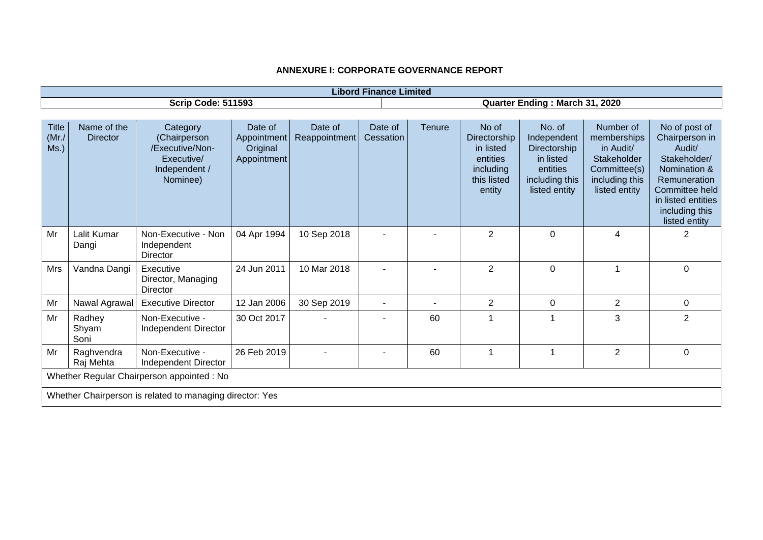**ANNEXURE I: CORPORATE GOVERNANCE REPORT**

| Libord Finance Limited | |
|---|---|
| **Scrip Code: 511593** | **Quarter Ending : March 31, 2020** |

| Title (Mr./ Ms.) | Name of the Director | Category (Chairperson /Executive/Non-Executive/ Independent / Nominee) | Date of Appointment Original Appointment | Date of Reappointment | Date of Cessation | Tenure | No of Directorship in listed entities including this listed entity | No. of Independent Directorship in listed entities including this listed entity | Number of memberships in Audit/ Stakeholder Committee(s) including this listed entity | No of post of Chairperson in Audit/ Stakeholder/ Nomination & Remuneration Committee held in listed entities including this listed entity |
|---|---|---|---|---|---|---|---|---|---|---|
| Mr | Lalit Kumar Dangi | Non-Executive - Non Independent Director | 04 Apr 1994 | 10 Sep 2018 | - | - | 2 | 0 | 4 | 2 |
| Mrs | Vandna Dangi | Executive Director, Managing Director | 24 Jun 2011 | 10 Mar 2018 | - | - | 2 | 0 | 1 | 0 |
| Mr | Nawal Agrawal | Executive Director | 12 Jan 2006 | 30 Sep 2019 | - | - | 2 | 0 | 2 | 0 |
| Mr | Radhey Shyam Soni | Non-Executive - Independent Director | 30 Oct 2017 | - | - | 60 | 1 | 1 | 3 | 2 |
| Mr | Raghvendra Raj Mehta | Non-Executive - Independent Director | 26 Feb 2019 | - | - | 60 | 1 | 1 | 2 | 0 |

Whether Regular Chairperson appointed : No

Whether Chairperson is related to managing director: Yes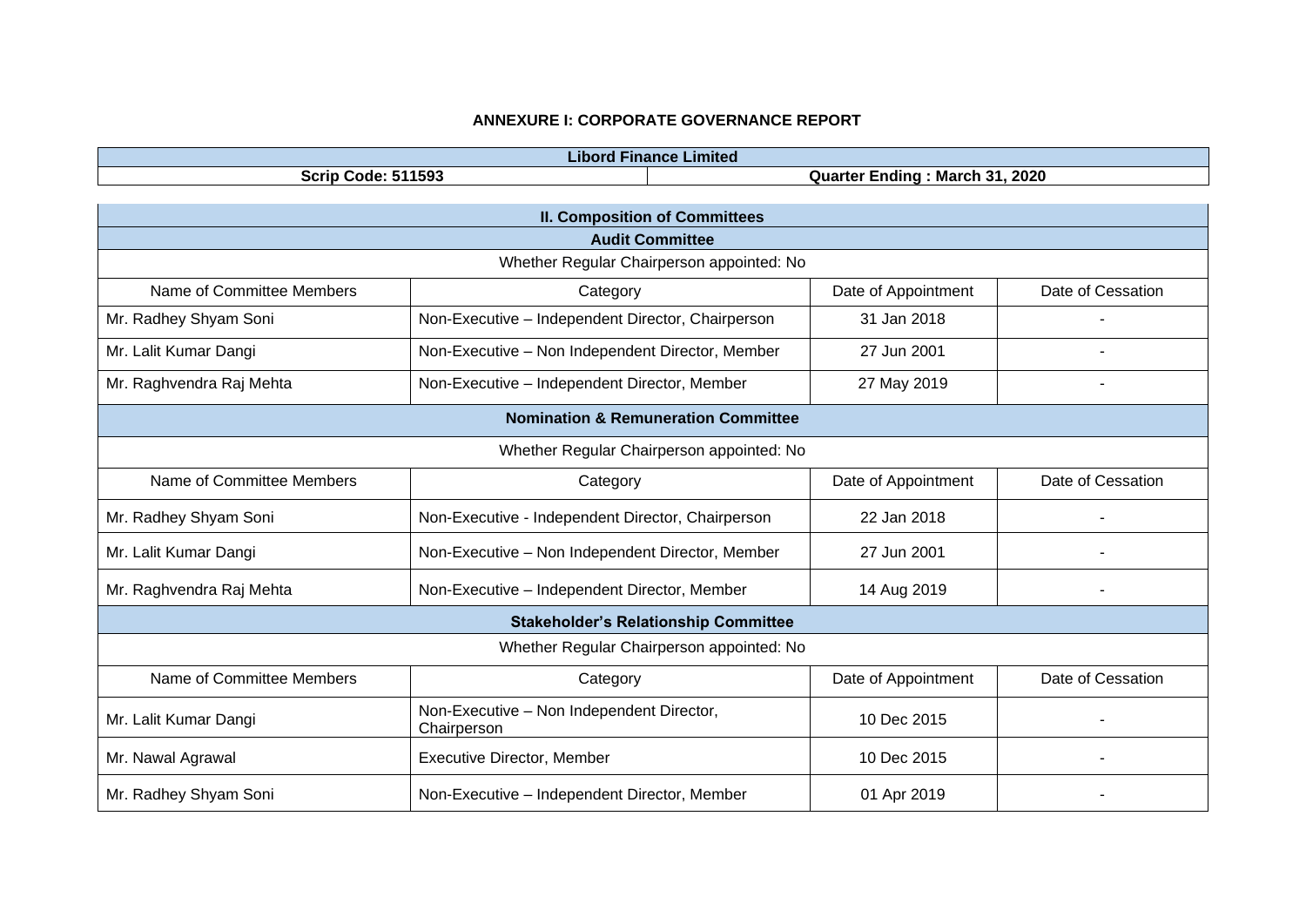**ANNEXURE I: CORPORATE GOVERNANCE REPORT**

| Libord Finance Limited | |
|---|---|
| **Scrip Code: 511593** | **Quarter Ending : March 31, 2020** |

**II. Composition of Committees**

**Audit Committee**

Whether Regular Chairperson appointed: No

| Name of Committee Members | Category | Date of Appointment | Date of Cessation |
|---|---|---|---|
| Mr. Radhey Shyam Soni | Non-Executive – Independent Director, Chairperson | 31 Jan 2018 | - |
| Mr. Lalit Kumar Dangi | Non-Executive – Non Independent Director, Member | 27 Jun 2001 | - |
| Mr. Raghvendra Raj Mehta | Non-Executive – Independent Director, Member | 27 May 2019 | - |

**Nomination & Remuneration Committee**

Whether Regular Chairperson appointed: No

| Name of Committee Members | Category | Date of Appointment | Date of Cessation |
|---|---|---|---|
| Mr. Radhey Shyam Soni | Non-Executive - Independent Director, Chairperson | 22 Jan 2018 | - |
| Mr. Lalit Kumar Dangi | Non-Executive – Non Independent Director, Member | 27 Jun 2001 | - |
| Mr. Raghvendra Raj Mehta | Non-Executive – Independent Director, Member | 14 Aug 2019 | - |

**Stakeholder's Relationship Committee**

Whether Regular Chairperson appointed: No

| Name of Committee Members | Category | Date of Appointment | Date of Cessation |
|---|---|---|---|
| Mr. Lalit Kumar Dangi | Non-Executive – Non Independent Director, Chairperson | 10 Dec 2015 | - |
| Mr. Nawal Agrawal | Executive Director, Member | 10 Dec 2015 | - |
| Mr. Radhey Shyam Soni | Non-Executive – Independent Director, Member | 01 Apr 2019 | - |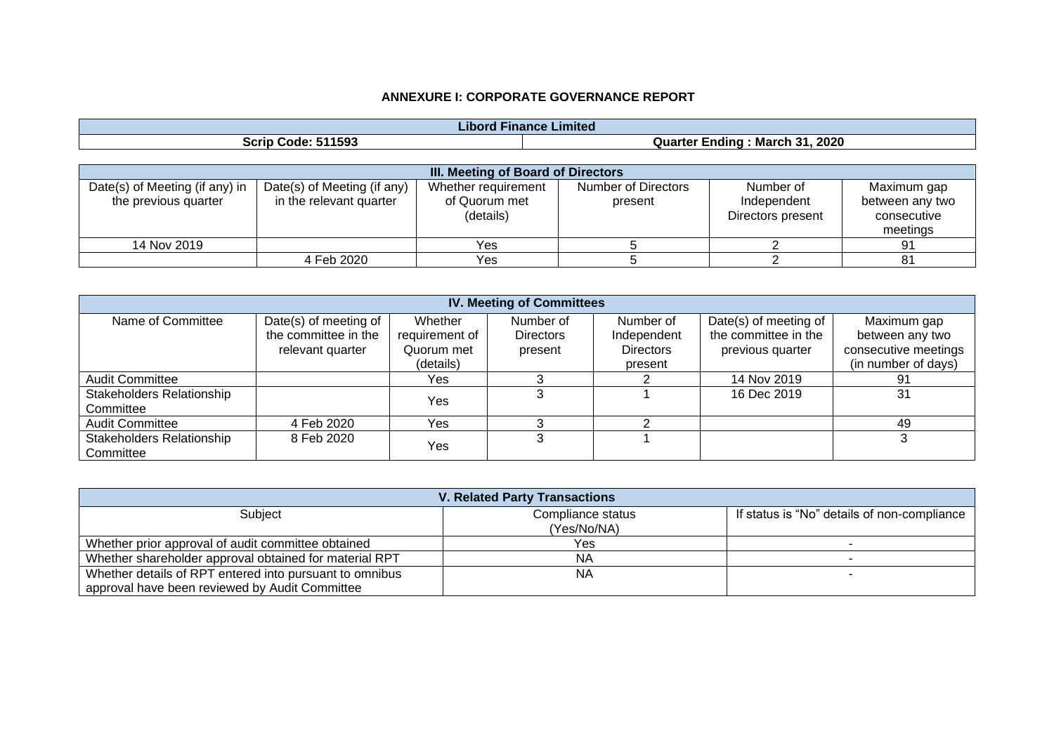### ANNEXURE I: CORPORATE GOVERNANCE REPORT

| Libord Finance Limited | |
|---|---|
| Scrip Code: 511593 | Quarter Ending : March 31, 2020 |

| III. Meeting of Board of Directors | | | | | |
|---|---|---|---|---|---|
| Date(s) of Meeting (if any) in the previous quarter | Date(s) of Meeting (if any) in the relevant quarter | Whether requirement of Quorum met (details) | Number of Directors present | Number of Independent Directors present | Maximum gap between any two consecutive meetings |
| 14 Nov 2019 | | Yes | 5 | 2 | 91 |
| | 4 Feb 2020 | Yes | 5 | 2 | 81 |

| IV. Meeting of Committees | | | | | | |
|---|---|---|---|---|---|---|
| Name of Committee | Date(s) of meeting of the committee in the relevant quarter | Whether requirement of Quorum met (details) | Number of Directors present | Number of Independent Directors present | Date(s) of meeting of the committee in the previous quarter | Maximum gap between any two consecutive meetings (in number of days) |
| Audit Committee | | Yes | 3 | 2 | 14 Nov 2019 | 91 |
| Stakeholders Relationship Committee | | Yes | 3 | 1 | 16 Dec 2019 | 31 |
| Audit Committee | 4 Feb 2020 | Yes | 3 | 2 | | 49 |
| Stakeholders Relationship Committee | 8 Feb 2020 | Yes | 3 | 1 | | 3 |

| V. Related Party Transactions | | |
|---|---|---|
| Subject | Compliance status (Yes/No/NA) | If status is "No" details of non-compliance |
| Whether prior approval of audit committee obtained | Yes | - |
| Whether shareholder approval obtained for material RPT | NA | - |
| Whether details of RPT entered into pursuant to omnibus approval have been reviewed by Audit Committee | NA | - |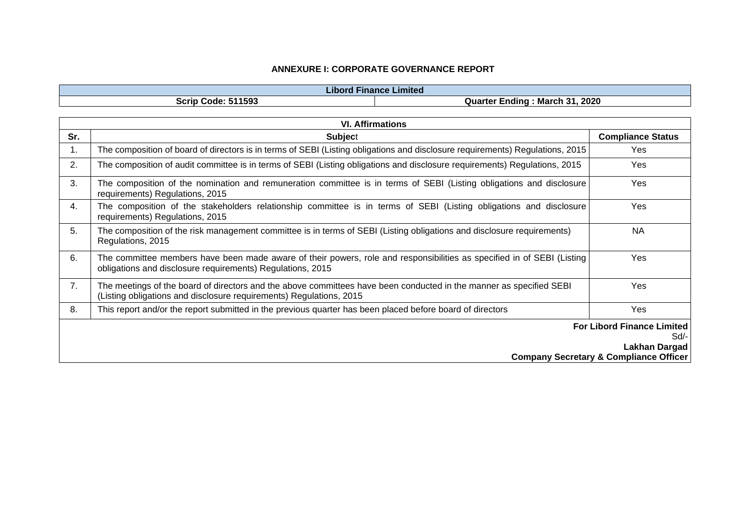**ANNEXURE I: CORPORATE GOVERNANCE REPORT**

| Libord Finance Limited | |
|---|---|
| **Scrip Code: 511593** | **Quarter Ending : March 31, 2020** |

**VI. Affirmations**

| Sr. | Subject | Compliance Status |
|---|---|---|
| 1. | The composition of board of directors is in terms of SEBI (Listing obligations and disclosure requirements) Regulations, 2015 | Yes |
| 2. | The composition of audit committee is in terms of SEBI (Listing obligations and disclosure requirements) Regulations, 2015 | Yes |
| 3. | The composition of the nomination and remuneration committee is in terms of SEBI (Listing obligations and disclosure requirements) Regulations, 2015 | Yes |
| 4. | The composition of the stakeholders relationship committee is in terms of SEBI (Listing obligations and disclosure requirements) Regulations, 2015 | Yes |
| 5. | The composition of the risk management committee is in terms of SEBI (Listing obligations and disclosure requirements) Regulations, 2015 | NA |
| 6. | The committee members have been made aware of their powers, role and responsibilities as specified in of SEBI (Listing obligations and disclosure requirements) Regulations, 2015 | Yes |
| 7. | The meetings of the board of directors and the above committees have been conducted in the manner as specified SEBI (Listing obligations and disclosure requirements) Regulations, 2015 | Yes |
| 8. | This report and/or the report submitted in the previous quarter has been placed before board of directors | Yes |

**For Libord Finance Limited**
Sd/-
**Lakhan Dargad**
**Company Secretary & Compliance Officer**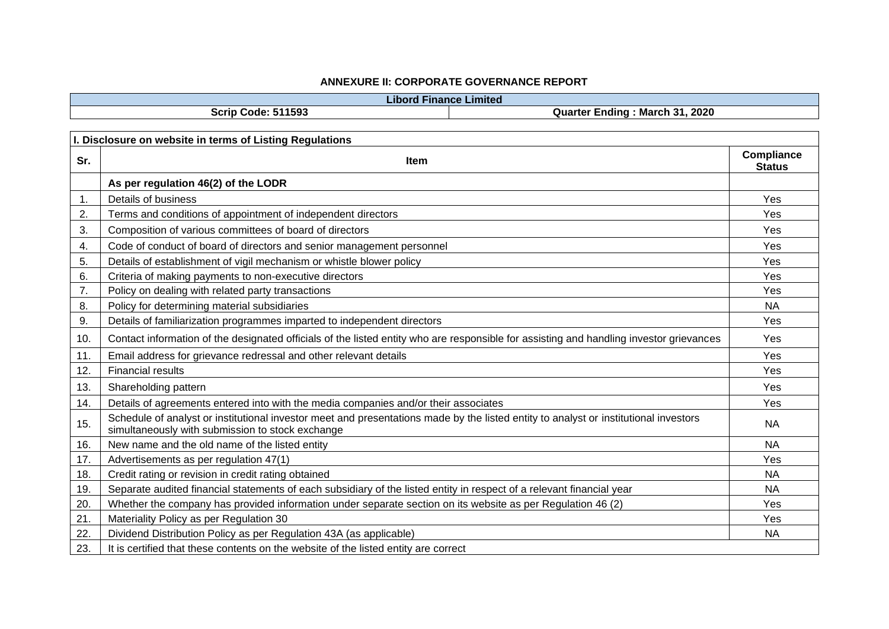# ANNEXURE II: CORPORATE GOVERNANCE REPORT

| Libord Finance Limited | |
|---|---|
| **Scrip Code: 511593** | **Quarter Ending : March 31, 2020** |

| I. Disclosure on website in terms of Listing Regulations | | |
|---|---|---|
| **Sr.** | **Item** | **Compliance Status** |
| | **As per regulation 46(2) of the LODR** | |
| 1. | Details of business | Yes |
| 2. | Terms and conditions of appointment of independent directors | Yes |
| 3. | Composition of various committees of board of directors | Yes |
| 4. | Code of conduct of board of directors and senior management personnel | Yes |
| 5. | Details of establishment of vigil mechanism or whistle blower policy | Yes |
| 6. | Criteria of making payments to non-executive directors | Yes |
| 7. | Policy on dealing with related party transactions | Yes |
| 8. | Policy for determining material subsidiaries | NA |
| 9. | Details of familiarization programmes imparted to independent directors | Yes |
| 10. | Contact information of the designated officials of the listed entity who are responsible for assisting and handling investor grievances | Yes |
| 11. | Email address for grievance redressal and other relevant details | Yes |
| 12. | Financial results | Yes |
| 13. | Shareholding pattern | Yes |
| 14. | Details of agreements entered into with the media companies and/or their associates | Yes |
| 15. | Schedule of analyst or institutional investor meet and presentations made by the listed entity to analyst or institutional investors simultaneously with submission to stock exchange | NA |
| 16. | New name and the old name of the listed entity | NA |
| 17. | Advertisements as per regulation 47(1) | Yes |
| 18. | Credit rating or revision in credit rating obtained | NA |
| 19. | Separate audited financial statements of each subsidiary of the listed entity in respect of a relevant financial year | NA |
| 20. | Whether the company has provided information under separate section on its website as per Regulation 46 (2) | Yes |
| 21. | Materiality Policy as per Regulation 30 | Yes |
| 22. | Dividend Distribution Policy as per Regulation 43A (as applicable) | NA |
| 23. | It is certified that these contents on the website of the listed entity are correct | |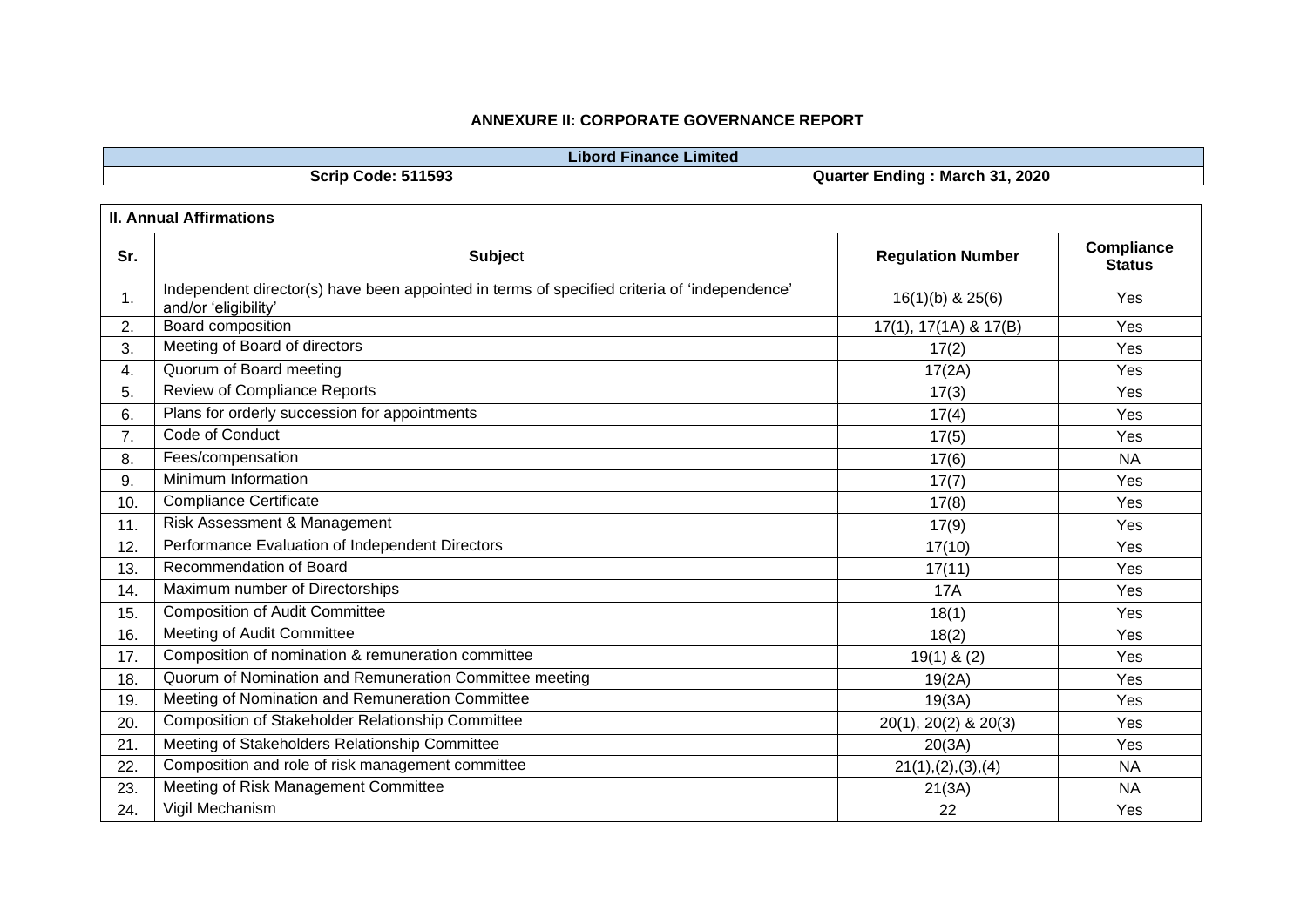**ANNEXURE II: CORPORATE GOVERNANCE REPORT**

| Libord Finance Limited | |
|---|---|
| **Scrip Code: 511593** | **Quarter Ending : March 31, 2020** |

| **II. Annual Affirmations** | | | |
|---|---|---|---|
| **Sr.** | **Subject** | **Regulation Number** | **Compliance Status** |
| 1. | Independent director(s) have been appointed in terms of specified criteria of 'independence' and/or 'eligibility' | 16(1)(b) & 25(6) | Yes |
| 2. | Board composition | 17(1), 17(1A) & 17(B) | Yes |
| 3. | Meeting of Board of directors | 17(2) | Yes |
| 4. | Quorum of Board meeting | 17(2A) | Yes |
| 5. | Review of Compliance Reports | 17(3) | Yes |
| 6. | Plans for orderly succession for appointments | 17(4) | Yes |
| 7. | Code of Conduct | 17(5) | Yes |
| 8. | Fees/compensation | 17(6) | NA |
| 9. | Minimum Information | 17(7) | Yes |
| 10. | Compliance Certificate | 17(8) | Yes |
| 11. | Risk Assessment & Management | 17(9) | Yes |
| 12. | Performance Evaluation of Independent Directors | 17(10) | Yes |
| 13. | Recommendation of Board | 17(11) | Yes |
| 14. | Maximum number of Directorships | 17A | Yes |
| 15. | Composition of Audit Committee | 18(1) | Yes |
| 16. | Meeting of Audit Committee | 18(2) | Yes |
| 17. | Composition of nomination & remuneration committee | 19(1) & (2) | Yes |
| 18. | Quorum of Nomination and Remuneration Committee meeting | 19(2A) | Yes |
| 19. | Meeting of Nomination and Remuneration Committee | 19(3A) | Yes |
| 20. | Composition of Stakeholder Relationship Committee | 20(1), 20(2) & 20(3) | Yes |
| 21. | Meeting of Stakeholders Relationship Committee | 20(3A) | Yes |
| 22. | Composition and role of risk management committee | 21(1),(2),(3),(4) | NA |
| 23. | Meeting of Risk Management Committee | 21(3A) | NA |
| 24. | Vigil Mechanism | 22 | Yes |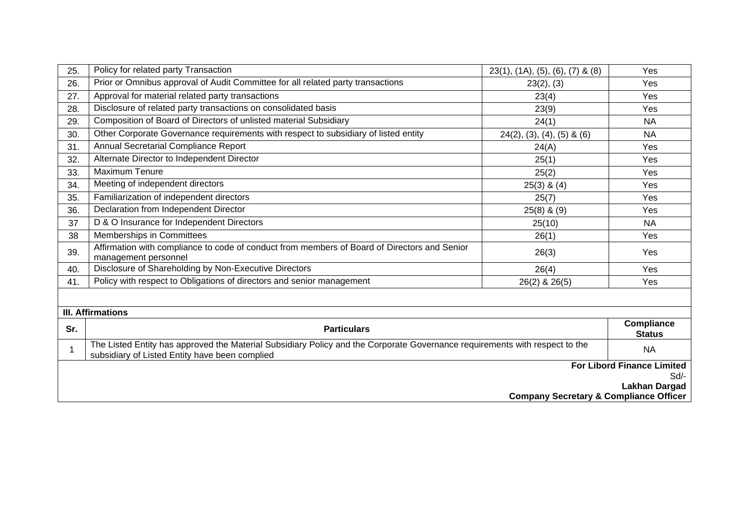| | | | |
|---|---|---|---|
| 25. | Policy for related party Transaction | 23(1), (1A), (5), (6), (7) & (8) | Yes |
| 26. | Prior or Omnibus approval of Audit Committee for all related party transactions | 23(2), (3) | Yes |
| 27. | Approval for material related party transactions | 23(4) | Yes |
| 28. | Disclosure of related party transactions on consolidated basis | 23(9) | Yes |
| 29. | Composition of Board of Directors of unlisted material Subsidiary | 24(1) | NA |
| 30. | Other Corporate Governance requirements with respect to subsidiary of listed entity | 24(2), (3), (4), (5) & (6) | NA |
| 31. | Annual Secretarial Compliance Report | 24(A) | Yes |
| 32. | Alternate Director to Independent Director | 25(1) | Yes |
| 33. | Maximum Tenure | 25(2) | Yes |
| 34. | Meeting of independent directors | 25(3) & (4) | Yes |
| 35. | Familiarization of independent directors | 25(7) | Yes |
| 36. | Declaration from Independent Director | 25(8) & (9) | Yes |
| 37 | D & O Insurance for Independent Directors | 25(10) | NA |
| 38 | Memberships in Committees | 26(1) | Yes |
| 39. | Affirmation with compliance to code of conduct from members of Board of Directors and Senior management personnel | 26(3) | Yes |
| 40. | Disclosure of Shareholding by Non-Executive Directors | 26(4) | Yes |
| 41. | Policy with respect to Obligations of directors and senior management | 26(2) & 26(5) | Yes |

**III. Affirmations**

| Sr. | Particulars | Compliance Status |
|---|---|---|
| 1 | The Listed Entity has approved the Material Subsidiary Policy and the Corporate Governance requirements with respect to the subsidiary of Listed Entity have been complied | NA |

**For Libord Finance Limited**

Sd/-

**Lakhan Dargad**

**Company Secretary & Compliance Officer**